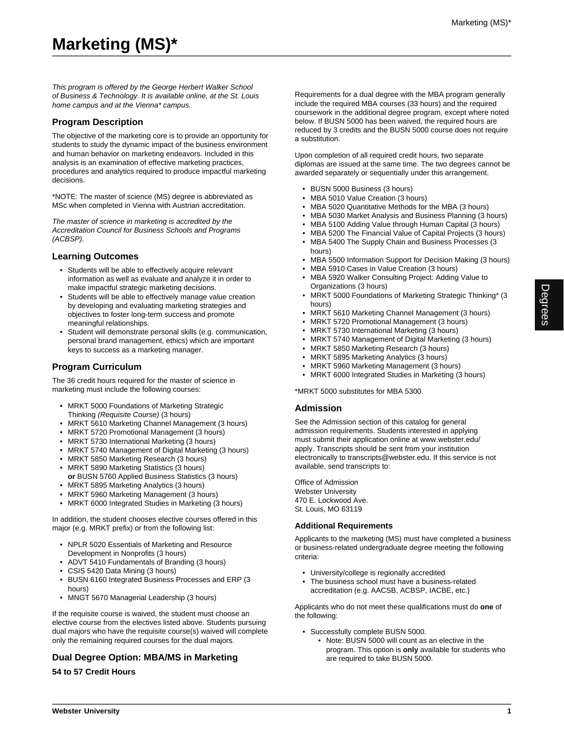# Marketing (MS)*

*This program is offered by the George Herbert Walker School of Business & Technology. It is available online, at the St. Louis home campus and at the Vienna* campus.*

## Program Description

The objective of the marketing core is to provide an opportunity for students to study the dynamic impact of the business environment and human behavior on marketing endeavors. Included in this analysis is an examination of effective marketing practices, procedures and analytics required to produce impactful marketing decisions.

*NOTE: The master of science (MS) degree is abbreviated as MSc when completed in Vienna with Austrian accreditation.

*The master of science in marketing is accredited by the Accreditation Council for Business Schools and Programs (ACBSP).*

## Learning Outcomes

- Students will be able to effectively acquire relevant information as well as evaluate and analyze it in order to make impactful strategic marketing decisions.
- Students will be able to effectively manage value creation by developing and evaluating marketing strategies and objectives to foster long-term success and promote meaningful relationships.
- Student will demonstrate personal skills (e.g. communication, personal brand management, ethics) which are important keys to success as a marketing manager.

## Program Curriculum

The 36 credit hours required for the master of science in marketing must include the following courses:

- MRKT 5000 Foundations of Marketing Strategic Thinking *(Requisite Course)* (3 hours)
- MRKT 5610 Marketing Channel Management (3 hours)
- MRKT 5720 Promotional Management (3 hours)
- MRKT 5730 International Marketing (3 hours)
- MRKT 5740 Management of Digital Marketing (3 hours)
- MRKT 5850 Marketing Research (3 hours)
- MRKT 5890 Marketing Statistics (3 hours)
  **or** BUSN 5760 Applied Business Statistics (3 hours)
- MRKT 5895 Marketing Analytics (3 hours)
- MRKT 5960 Marketing Management (3 hours)
- MRKT 6000 Integrated Studies in Marketing (3 hours)

In addition, the student chooses elective courses offered in this major (e.g. MRKT prefix) or from the following list:

- NPLR 5020 Essentials of Marketing and Resource Development in Nonprofits (3 hours)
- ADVT 5410 Fundamentals of Branding (3 hours)
- CSIS 5420 Data Mining (3 hours)
- BUSN 6160 Integrated Business Processes and ERP (3 hours)
- MNGT 5670 Managerial Leadership (3 hours)

If the requisite course is waived, the student must choose an elective course from the electives listed above. Students pursuing dual majors who have the requisite course(s) waived will complete only the remaining required courses for the dual majors.

## Dual Degree Option: MBA/MS in Marketing

### 54 to 57 Credit Hours

Requirements for a dual degree with the MBA program generally include the required MBA courses (33 hours) and the required coursework in the additional degree program, except where noted below. If BUSN 5000 has been waived, the required hours are reduced by 3 credits and the BUSN 5000 course does not require a substitution.

Upon completion of all required credit hours, two separate diplomas are issued at the same time. The two degrees cannot be awarded separately or sequentially under this arrangement.

- BUSN 5000 Business (3 hours)
- MBA 5010 Value Creation (3 hours)
- MBA 5020 Quantitative Methods for the MBA (3 hours)
- MBA 5030 Market Analysis and Business Planning (3 hours)
- MBA 5100 Adding Value through Human Capital (3 hours)
- MBA 5200 The Financial Value of Capital Projects (3 hours)
- MBA 5400 The Supply Chain and Business Processes (3 hours)
- MBA 5500 Information Support for Decision Making (3 hours)
- MBA 5910 Cases in Value Creation (3 hours)
- MBA 5920 Walker Consulting Project: Adding Value to Organizations (3 hours)
- MRKT 5000 Foundations of Marketing Strategic Thinking* (3 hours)
- MRKT 5610 Marketing Channel Management (3 hours)
- MRKT 5720 Promotional Management (3 hours)
- MRKT 5730 International Marketing (3 hours)
- MRKT 5740 Management of Digital Marketing (3 hours)
- MRKT 5850 Marketing Research (3 hours)
- MRKT 5895 Marketing Analytics (3 hours)
- MRKT 5960 Marketing Management (3 hours)
- MRKT 6000 Integrated Studies in Marketing (3 hours)

*MRKT 5000 substitutes for MBA 5300.

## Admission

See the Admission section of this catalog for general admission requirements. Students interested in applying must submit their application online at www.webster.edu/apply. Transcripts should be sent from your institution electronically to transcripts@webster.edu. If this service is not available, send transcripts to:

Office of Admission
Webster University
470 E. Lockwood Ave.
St. Louis, MO 63119

### Additional Requirements

Applicants to the marketing (MS) must have completed a business or business-related undergraduate degree meeting the following criteria:

- University/college is regionally accredited
- The business school must have a business-related accreditation (e.g. AACSB, ACBSP, IACBE, etc.)

Applicants who do not meet these qualifications must do **one** of the following:

- Successfully complete BUSN 5000.
  - Note: BUSN 5000 will count as an elective in the program. This option is **only** available for students who are required to take BUSN 5000.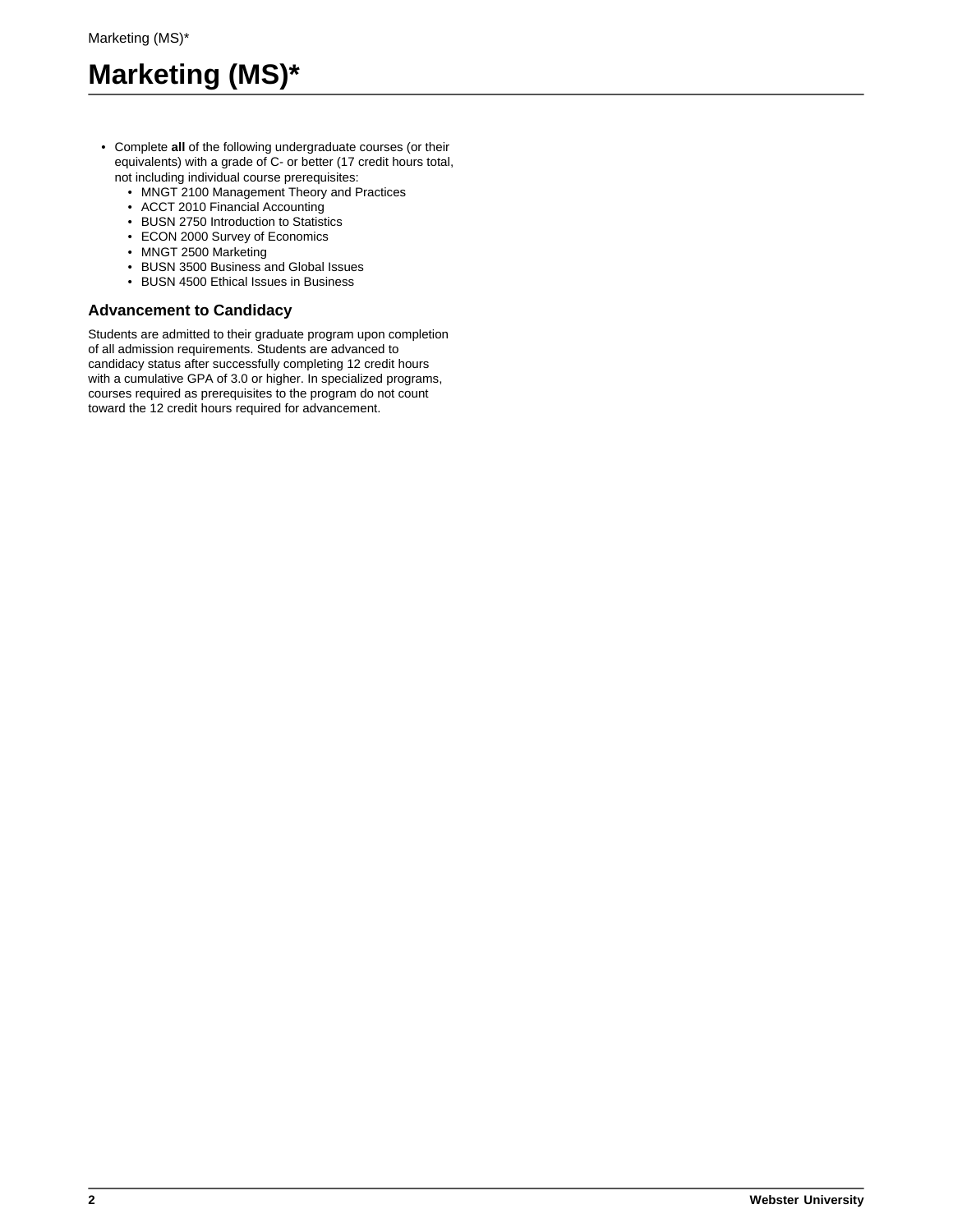# Marketing (MS)*

- Complete **all** of the following undergraduate courses (or their equivalents) with a grade of C- or better (17 credit hours total, not including individual course prerequisites:
  - MNGT 2100 Management Theory and Practices
  - ACCT 2010 Financial Accounting
  - BUSN 2750 Introduction to Statistics
  - ECON 2000 Survey of Economics
  - MNGT 2500 Marketing
  - BUSN 3500 Business and Global Issues
  - BUSN 4500 Ethical Issues in Business

### Advancement to Candidacy

Students are admitted to their graduate program upon completion of all admission requirements. Students are advanced to candidacy status after successfully completing 12 credit hours with a cumulative GPA of 3.0 or higher. In specialized programs, courses required as prerequisites to the program do not count toward the 12 credit hours required for advancement.